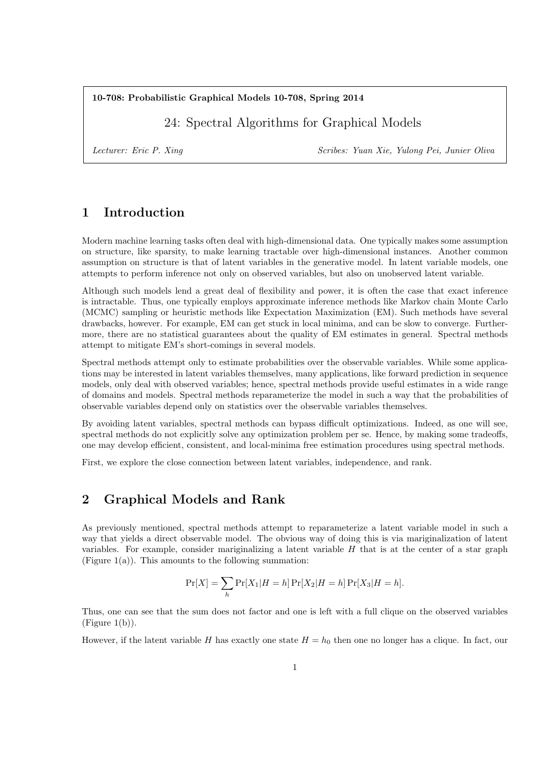**10-708: Probabilistic Graphical Models 10-708, Spring 2014**

# 24: Spectral Algorithms for Graphical Models

*Lecturer: Eric P. Xing* *Scribes: Yuan Xie, Yulong Pei, Junier Oliva*

## 1 Introduction

Modern machine learning tasks often deal with high-dimensional data. One typically makes some assumption on structure, like sparsity, to make learning tractable over high-dimensional instances. Another common assumption on structure is that of latent variables in the generative model. In latent variable models, one attempts to perform inference not only on observed variables, but also on unobserved latent variable.

Although such models lend a great deal of flexibility and power, it is often the case that exact inference is intractable. Thus, one typically employs approximate inference methods like Markov chain Monte Carlo (MCMC) sampling or heuristic methods like Expectation Maximization (EM). Such methods have several drawbacks, however. For example, EM can get stuck in local minima, and can be slow to converge. Furthermore, there are no statistical guarantees about the quality of EM estimates in general. Spectral methods attempt to mitigate EM's short-comings in several models.

Spectral methods attempt only to estimate probabilities over the observable variables. While some applications may be interested in latent variables themselves, many applications, like forward prediction in sequence models, only deal with observed variables; hence, spectral methods provide useful estimates in a wide range of domains and models. Spectral methods reparameterize the model in such a way that the probabilities of observable variables depend only on statistics over the observable variables themselves.

By avoiding latent variables, spectral methods can bypass difficult optimizations. Indeed, as one will see, spectral methods do not explicitly solve any optimization problem per se. Hence, by making some tradeoffs, one may develop efficient, consistent, and local-minima free estimation procedures using spectral methods.

First, we explore the close connection between latent variables, independence, and rank.

## 2 Graphical Models and Rank

As previously mentioned, spectral methods attempt to reparameterize a latent variable model in such a way that yields a direct observable model. The obvious way of doing this is via mariginalization of latent variables. For example, consider mariginalizing a latent variable $H$ that is at the center of a star graph (Figure 1(a)). This amounts to the following summation:

$$\Pr[X] = \sum_h \Pr[X_1|H=h]\Pr[X_2|H=h]\Pr[X_3|H=h].$$

Thus, one can see that the sum does not factor and one is left with a full clique on the observed variables (Figure 1(b)).

However, if the latent variable $H$ has exactly one state $H = h_0$ then one no longer has a clique. In fact, our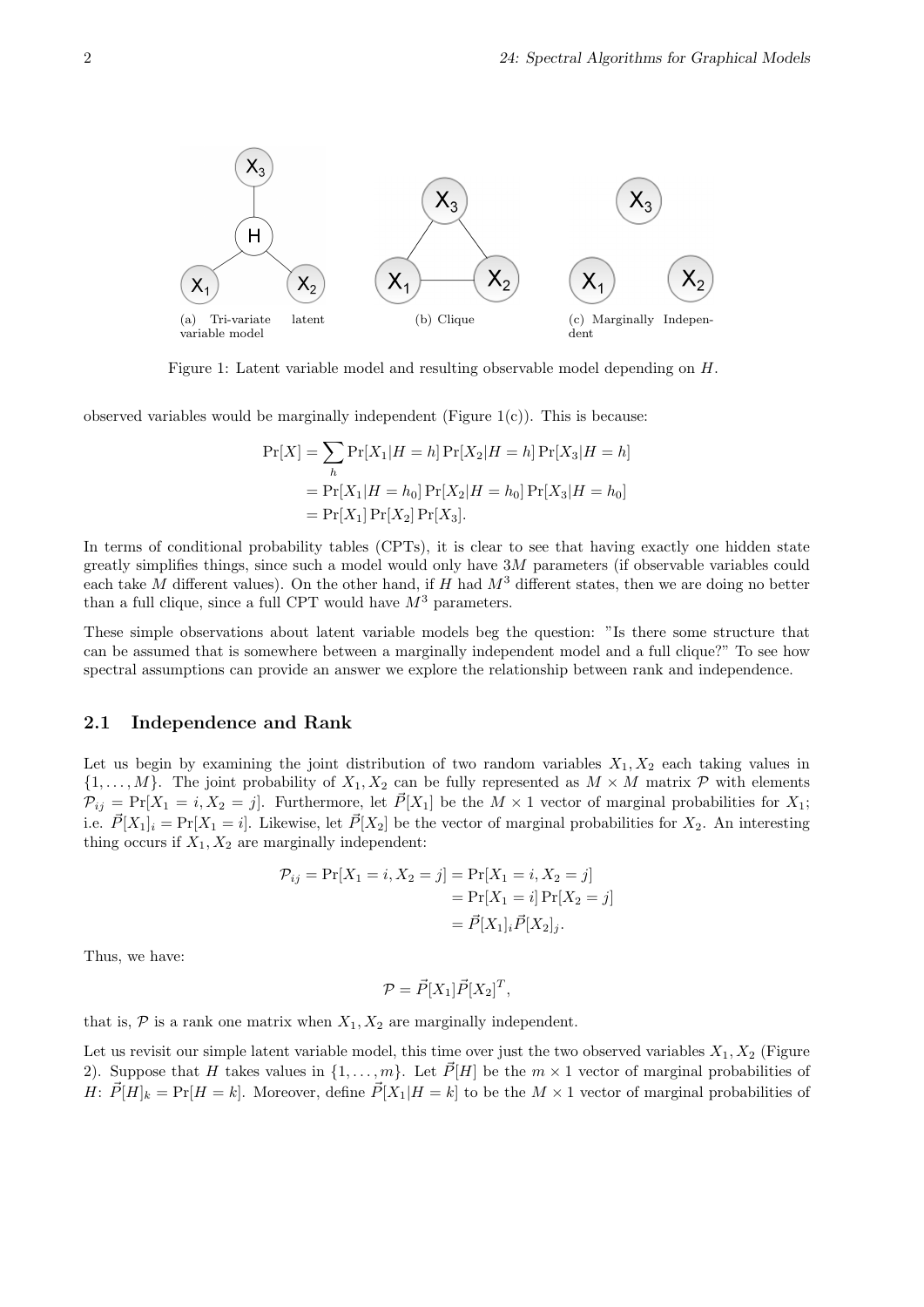(a) Tri-variate latent variable model

(b) Clique

(c) Marginally Independent

Figure 1: Latent variable model and resulting observable model depending on $H$.

observed variables would be marginally independent (Figure 1(c)). This is because:

$$
\begin{aligned}
\Pr[X] &= \sum_h \Pr[X_1|H=h]\Pr[X_2|H=h]\Pr[X_3|H=h] \\
&= \Pr[X_1|H=h_0]\Pr[X_2|H=h_0]\Pr[X_3|H=h_0] \\
&= \Pr[X_1]\Pr[X_2]\Pr[X_3].
\end{aligned}
$$

In terms of conditional probability tables (CPTs), it is clear to see that having exactly one hidden state greatly simplifies things, since such a model would only have $3M$ parameters (if observable variables could each take $M$ different values). On the other hand, if $H$ had $M^3$ different states, then we are doing no better than a full clique, since a full CPT would have $M^3$ parameters.

These simple observations about latent variable models beg the question: "Is there some structure that can be assumed that is somewhere between a marginally independent model and a full clique?" To see how spectral assumptions can provide an answer we explore the relationship between rank and independence.

## 2.1 Independence and Rank

Let us begin by examining the joint distribution of two random variables $X_1, X_2$ each taking values in $\{1, \ldots, M\}$. The joint probability of $X_1, X_2$ can be fully represented as $M \times M$ matrix $\mathcal{P}$ with elements $\mathcal{P}_{ij} = \Pr[X_1 = i, X_2 = j]$. Furthermore, let $\vec{P}[X_1]$ be the $M \times 1$ vector of marginal probabilities for $X_1$; i.e. $\vec{P}[X_1]_i = \Pr[X_1 = i]$. Likewise, let $\vec{P}[X_2]$ be the vector of marginal probabilities for $X_2$. An interesting thing occurs if $X_1, X_2$ are marginally independent:

$$
\begin{aligned}
\mathcal{P}_{ij} = \Pr[X_1 = i, X_2 = j] &= \Pr[X_1 = i, X_2 = j] \\
&= \Pr[X_1 = i]\Pr[X_2 = j] \\
&= \vec{P}[X_1]_i \vec{P}[X_2]_j.
\end{aligned}
$$

Thus, we have:

$$
\mathcal{P} = \vec{P}[X_1]\vec{P}[X_2]^T,
$$

that is, $\mathcal{P}$ is a rank one matrix when $X_1, X_2$ are marginally independent.

Let us revisit our simple latent variable model, this time over just the two observed variables $X_1, X_2$ (Figure 2). Suppose that $H$ takes values in $\{1, \ldots, m\}$. Let $\vec{P}[H]$ be the $m \times 1$ vector of marginal probabilities of $H$: $\vec{P}[H]_k = \Pr[H = k]$. Moreover, define $\vec{P}[X_1|H = k]$ to be the $M \times 1$ vector of marginal probabilities of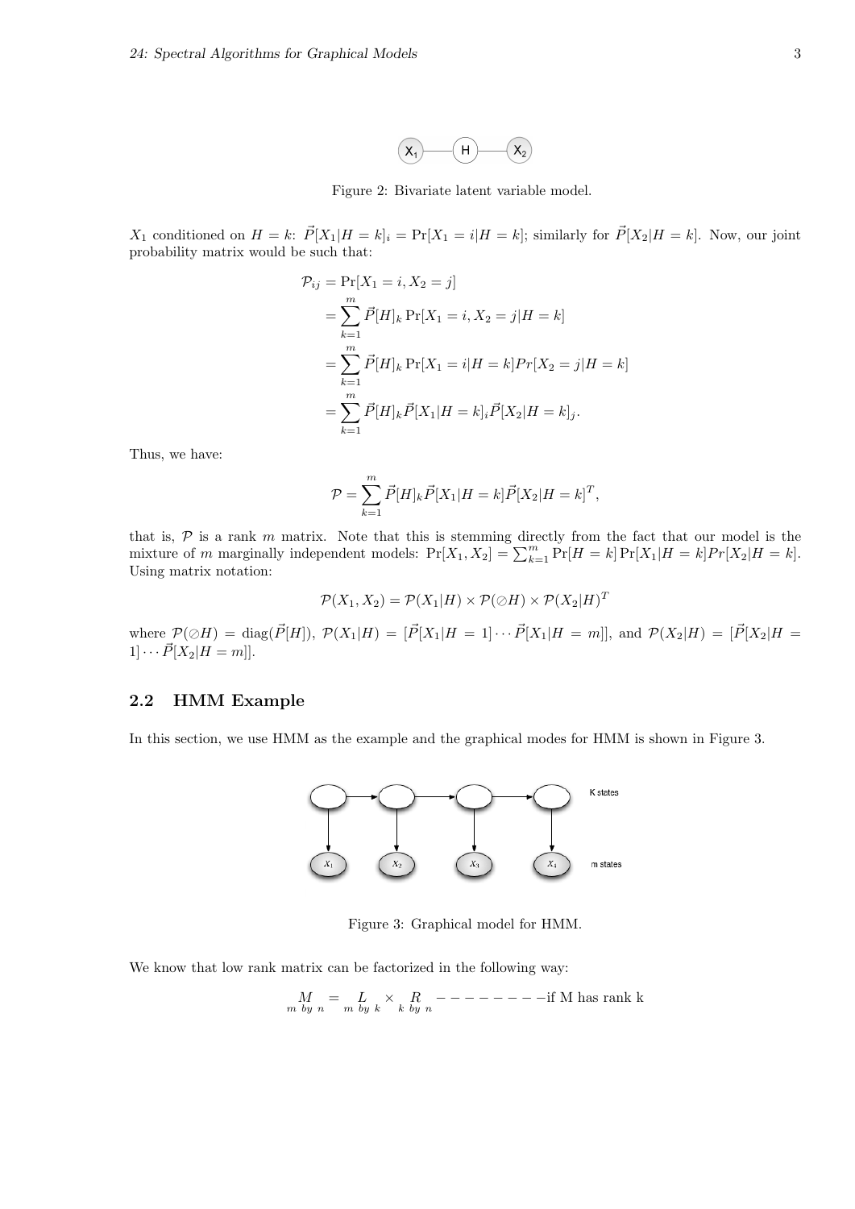Figure 2: Bivariate latent variable model.

$X_1$ conditioned on $H = k$: $\vec{P}[X_1|H = k]_i = \Pr[X_1 = i|H = k]$; similarly for $\vec{P}[X_2|H = k]$. Now, our joint probability matrix would be such that:

$$
\begin{aligned}
\mathcal{P}_{ij} &= \Pr[X_1 = i, X_2 = j] \\
&= \sum_{k=1}^{m} \vec{P}[H]_k \Pr[X_1 = i, X_2 = j|H = k] \\
&= \sum_{k=1}^{m} \vec{P}[H]_k \Pr[X_1 = i|H = k] Pr[X_2 = j|H = k] \\
&= \sum_{k=1}^{m} \vec{P}[H]_k \vec{P}[X_1|H = k]_i \vec{P}[X_2|H = k]_j.
\end{aligned}
$$

Thus, we have:

$$
\mathcal{P} = \sum_{k=1}^{m} \vec{P}[H]_k \vec{P}[X_1|H = k] \vec{P}[X_2|H = k]^T,
$$

that is, $\mathcal{P}$ is a rank $m$ matrix. Note that this is stemming directly from the fact that our model is the mixture of $m$ marginally independent models: $\Pr[X_1, X_2] = \sum_{k=1}^{m} \Pr[H = k] \Pr[X_1|H = k] Pr[X_2|H = k]$. Using matrix notation:

$$
\mathcal{P}(X_1, X_2) = \mathcal{P}(X_1|H) \times \mathcal{P}(\oslash H) \times \mathcal{P}(X_2|H)^T
$$

where $\mathcal{P}(\oslash H) = \text{diag}(\vec{P}[H])$, $\mathcal{P}(X_1|H) = [\vec{P}[X_1|H = 1] \cdots \vec{P}[X_1|H = m]]$, and $\mathcal{P}(X_2|H) = [\vec{P}[X_2|H = 1] \cdots \vec{P}[X_2|H = m]]$.

## 2.2 HMM Example

In this section, we use HMM as the example and the graphical modes for HMM is shown in Figure 3.

Figure 3: Graphical model for HMM.

We know that low rank matrix can be factorized in the following way:

$$
\underset{m \text{ by } n}{M} = \underset{m \text{ by } k}{L} \times \underset{k \text{ by } n}{R} \quad \text{--------if M has rank k}
$$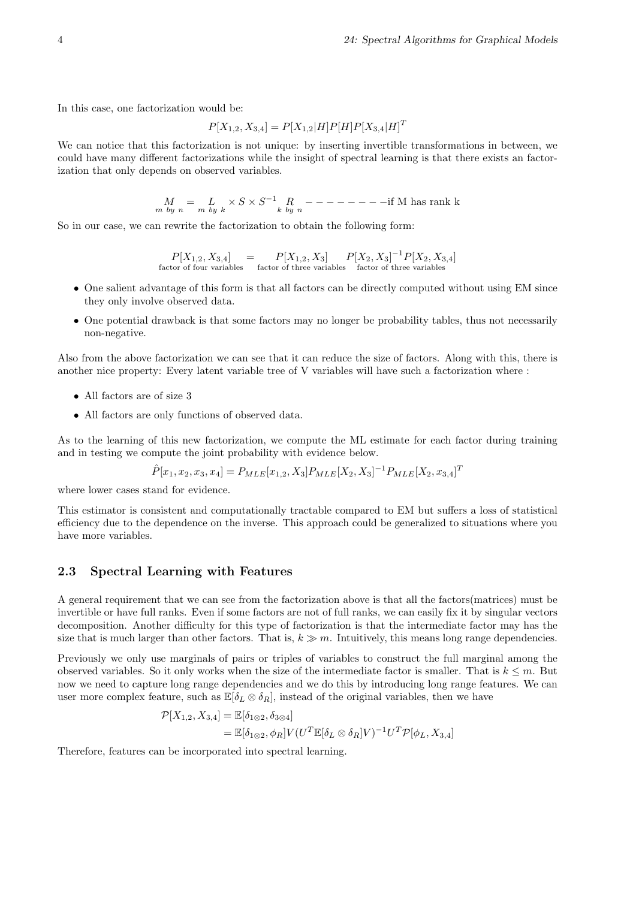In this case, one factorization would be:

$$P[X_{1,2}, X_{3,4}] = P[X_{1,2}|H]P[H]P[X_{3,4}|H]^T$$

We can notice that this factorization is not unique: by inserting invertible transformations in between, we could have many different factorizations while the insight of spectral learning is that there exists an factorization that only depends on observed variables.

$$\underset{m\ by\ n}{M} = \underset{m\ by\ k}{L} \times S \times S^{-1} \underset{k\ by\ n}{R} \quad - - - - - - - - \text{if M has rank k}$$

So in our case, we can rewrite the factorization to obtain the following form:

$$\underset{\text{factor of four variables}}{P[X_{1,2}, X_{3,4}]} = \underset{\text{factor of three variables}}{P[X_{1,2}, X_3]} \quad \underset{\text{factor of three variables}}{P[X_2, X_3]^{-1}P[X_2, X_{3,4}]}$$

- One salient advantage of this form is that all factors can be directly computed without using EM since they only involve observed data.
- One potential drawback is that some factors may no longer be probability tables, thus not necessarily non-negative.

Also from the above factorization we can see that it can reduce the size of factors. Along with this, there is another nice property: Every latent variable tree of V variables will have such a factorization where :

- All factors are of size 3
- All factors are only functions of observed data.

As to the learning of this new factorization, we compute the ML estimate for each factor during training and in testing we compute the joint probability with evidence below.

$$\hat{P}[x_1, x_2, x_3, x_4] = P_{MLE}[x_{1,2}, X_3]P_{MLE}[X_2, X_3]^{-1}P_{MLE}[X_2, x_{3,4}]^T$$

where lower cases stand for evidence.

This estimator is consistent and computationally tractable compared to EM but suffers a loss of statistical efficiency due to the dependence on the inverse. This approach could be generalized to situations where you have more variables.

### 2.3 Spectral Learning with Features

A general requirement that we can see from the factorization above is that all the factors(matrices) must be invertible or have full ranks. Even if some factors are not of full ranks, we can easily fix it by singular vectors decomposition. Another difficulty for this type of factorization is that the intermediate factor may has the size that is much larger than other factors. That is, $k \gg m$. Intuitively, this means long range dependencies.

Previously we only use marginals of pairs or triples of variables to construct the full marginal among the observed variables. So it only works when the size of the intermediate factor is smaller. That is $k \leq m$. But now we need to capture long range dependencies and we do this by introducing long range features. We can user more complex feature, such as $\mathbb{E}[\delta_L \otimes \delta_R]$, instead of the original variables, then we have

$$\begin{aligned}
\mathcal{P}[X_{1,2}, X_{3,4}] &= \mathbb{E}[\delta_{1\otimes 2}, \delta_{3\otimes 4}] \\
&= \mathbb{E}[\delta_{1\otimes 2}, \phi_R]V(U^T\mathbb{E}[\delta_L \otimes \delta_R]V)^{-1}U^T\mathcal{P}[\phi_L, X_{3,4}]
\end{aligned}$$

Therefore, features can be incorporated into spectral learning.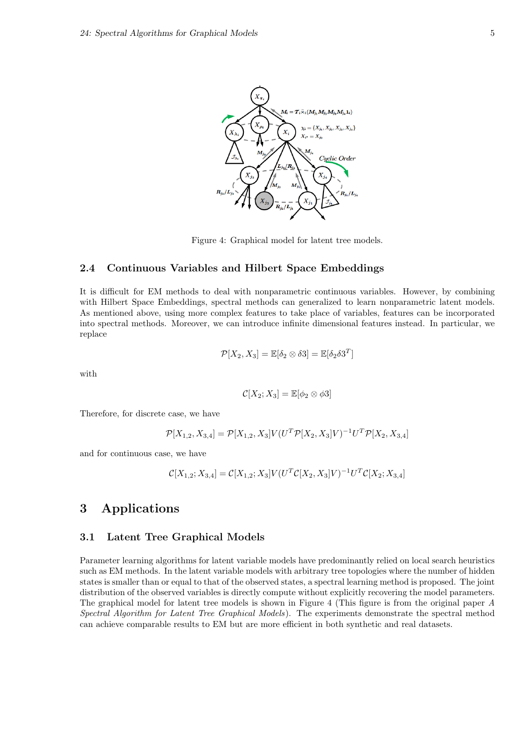Figure 4: Graphical model for latent tree models.

### 2.4 Continuous Variables and Hilbert Space Embeddings

It is difficult for EM methods to deal with nonparametric continuous variables. However, by combining with Hilbert Space Embeddings, spectral methods can generalized to learn nonparametric latent models. As mentioned above, using more complex features to take place of variables, features can be incorporated into spectral methods. Moreover, we can introduce infinite dimensional features instead. In particular, we replace

$$\mathcal{P}[X_2, X_3] = \mathbb{E}[\delta_2 \otimes \delta 3] = \mathbb{E}[\delta_2 \delta 3^T]$$

with

$$\mathcal{C}[X_2; X_3] = \mathbb{E}[\phi_2 \otimes \phi 3]$$

Therefore, for discrete case, we have

$$\mathcal{P}[X_{1,2}, X_{3,4}] = \mathcal{P}[X_{1,2}, X_3]V(U^T \mathcal{P}[X_2, X_3]V)^{-1}U^T \mathcal{P}[X_2, X_{3,4}]$$

and for continuous case, we have

$$\mathcal{C}[X_{1,2}; X_{3,4}] = \mathcal{C}[X_{1,2}; X_3]V(U^T \mathcal{C}[X_2, X_3]V)^{-1}U^T \mathcal{C}[X_2; X_{3,4}]$$

## 3 Applications

### 3.1 Latent Tree Graphical Models

Parameter learning algorithms for latent variable models have predominantly relied on local search heuristics such as EM methods. In the latent variable models with arbitrary tree topologies where the number of hidden states is smaller than or equal to that of the observed states, a spectral learning method is proposed. The joint distribution of the observed variables is directly compute without explicitly recovering the model parameters. The graphical model for latent tree models is shown in Figure 4 (This figure is from the original paper *A Spectral Algorithm for Latent Tree Graphical Models*). The experiments demonstrate the spectral method can achieve comparable results to EM but are more efficient in both synthetic and real datasets.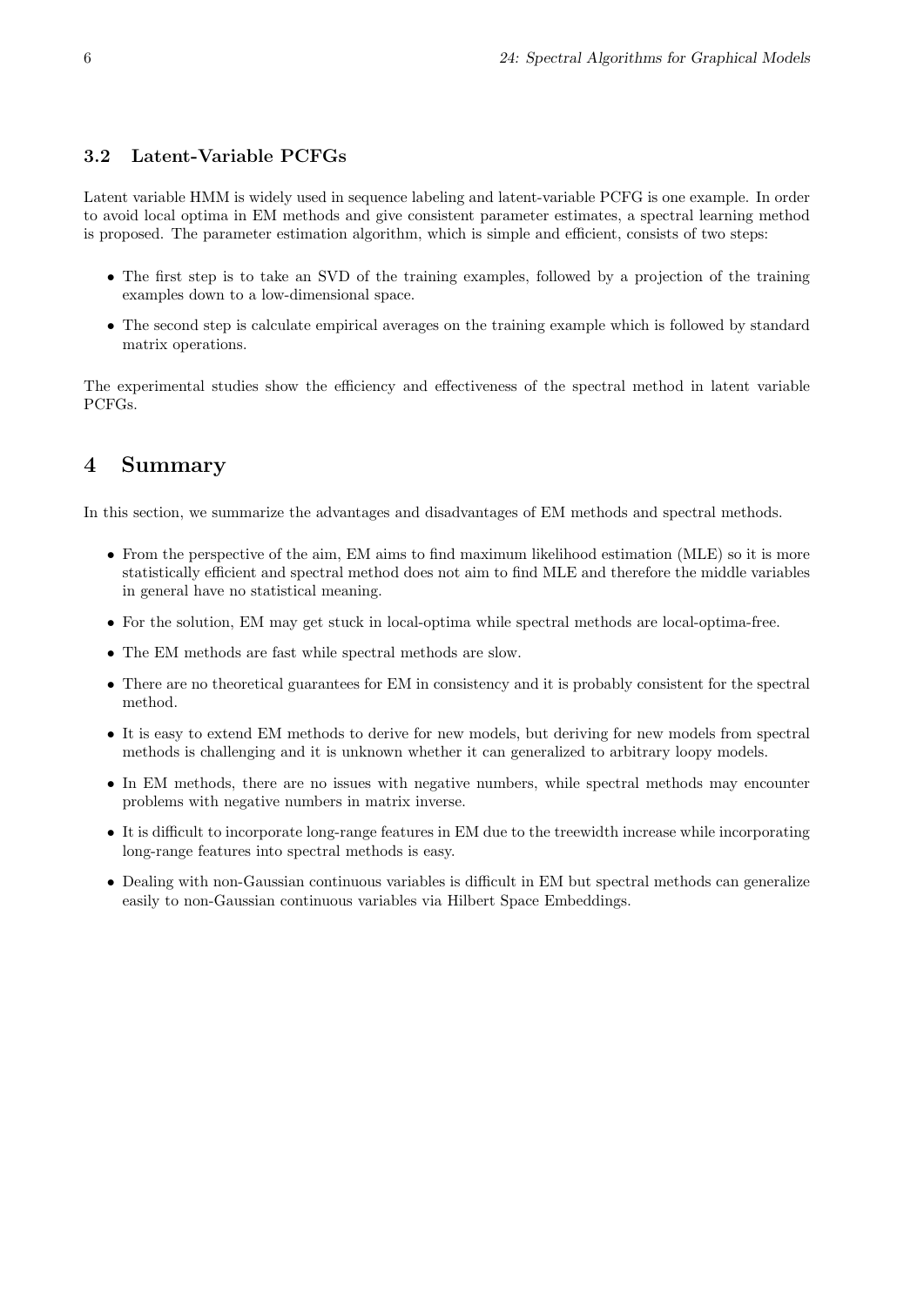### 3.2 Latent-Variable PCFGs

Latent variable HMM is widely used in sequence labeling and latent-variable PCFG is one example. In order to avoid local optima in EM methods and give consistent parameter estimates, a spectral learning method is proposed. The parameter estimation algorithm, which is simple and efficient, consists of two steps:

- The first step is to take an SVD of the training examples, followed by a projection of the training examples down to a low-dimensional space.
- The second step is calculate empirical averages on the training example which is followed by standard matrix operations.

The experimental studies show the efficiency and effectiveness of the spectral method in latent variable PCFGs.

## 4 Summary

In this section, we summarize the advantages and disadvantages of EM methods and spectral methods.

- From the perspective of the aim, EM aims to find maximum likelihood estimation (MLE) so it is more statistically efficient and spectral method does not aim to find MLE and therefore the middle variables in general have no statistical meaning.
- For the solution, EM may get stuck in local-optima while spectral methods are local-optima-free.
- The EM methods are fast while spectral methods are slow.
- There are no theoretical guarantees for EM in consistency and it is probably consistent for the spectral method.
- It is easy to extend EM methods to derive for new models, but deriving for new models from spectral methods is challenging and it is unknown whether it can generalized to arbitrary loopy models.
- In EM methods, there are no issues with negative numbers, while spectral methods may encounter problems with negative numbers in matrix inverse.
- It is difficult to incorporate long-range features in EM due to the treewidth increase while incorporating long-range features into spectral methods is easy.
- Dealing with non-Gaussian continuous variables is difficult in EM but spectral methods can generalize easily to non-Gaussian continuous variables via Hilbert Space Embeddings.